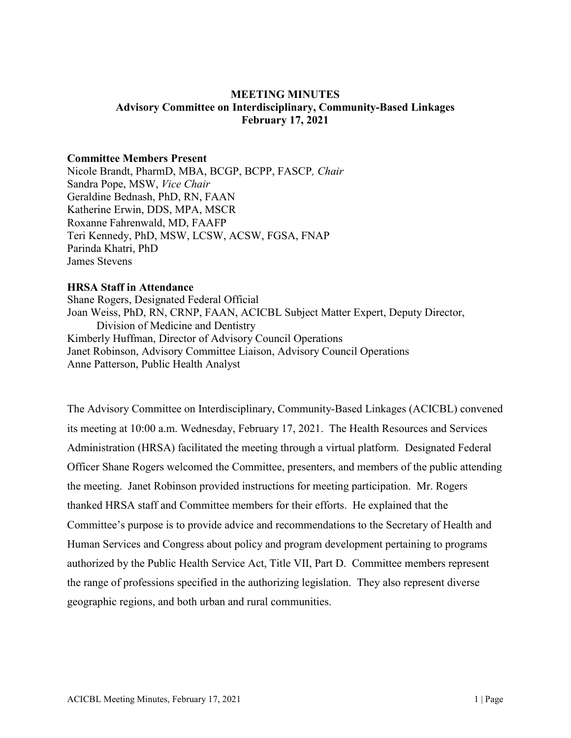# MEETING MINUTES
## Advisory Committee on Interdisciplinary, Community-Based Linkages
## February 17, 2021

**Committee Members Present**

Nicole Brandt, PharmD, MBA, BCGP, BCPP, FASCP*, Chair*
Sandra Pope, MSW, *Vice Chair*
Geraldine Bednash, PhD, RN, FAAN
Katherine Erwin, DDS, MPA, MSCR
Roxanne Fahrenwald, MD, FAAFP
Teri Kennedy, PhD, MSW, LCSW, ACSW, FGSA, FNAP
Parinda Khatri, PhD
James Stevens

**HRSA Staff in Attendance**

Shane Rogers, Designated Federal Official
Joan Weiss, PhD, RN, CRNP, FAAN, ACICBL Subject Matter Expert, Deputy Director, Division of Medicine and Dentistry
Kimberly Huffman, Director of Advisory Council Operations
Janet Robinson, Advisory Committee Liaison, Advisory Council Operations
Anne Patterson, Public Health Analyst

The Advisory Committee on Interdisciplinary, Community-Based Linkages (ACICBL) convened its meeting at 10:00 a.m. Wednesday, February 17, 2021. The Health Resources and Services Administration (HRSA) facilitated the meeting through a virtual platform. Designated Federal Officer Shane Rogers welcomed the Committee, presenters, and members of the public attending the meeting. Janet Robinson provided instructions for meeting participation. Mr. Rogers thanked HRSA staff and Committee members for their efforts. He explained that the Committee's purpose is to provide advice and recommendations to the Secretary of Health and Human Services and Congress about policy and program development pertaining to programs authorized by the Public Health Service Act, Title VII, Part D. Committee members represent the range of professions specified in the authorizing legislation. They also represent diverse geographic regions, and both urban and rural communities.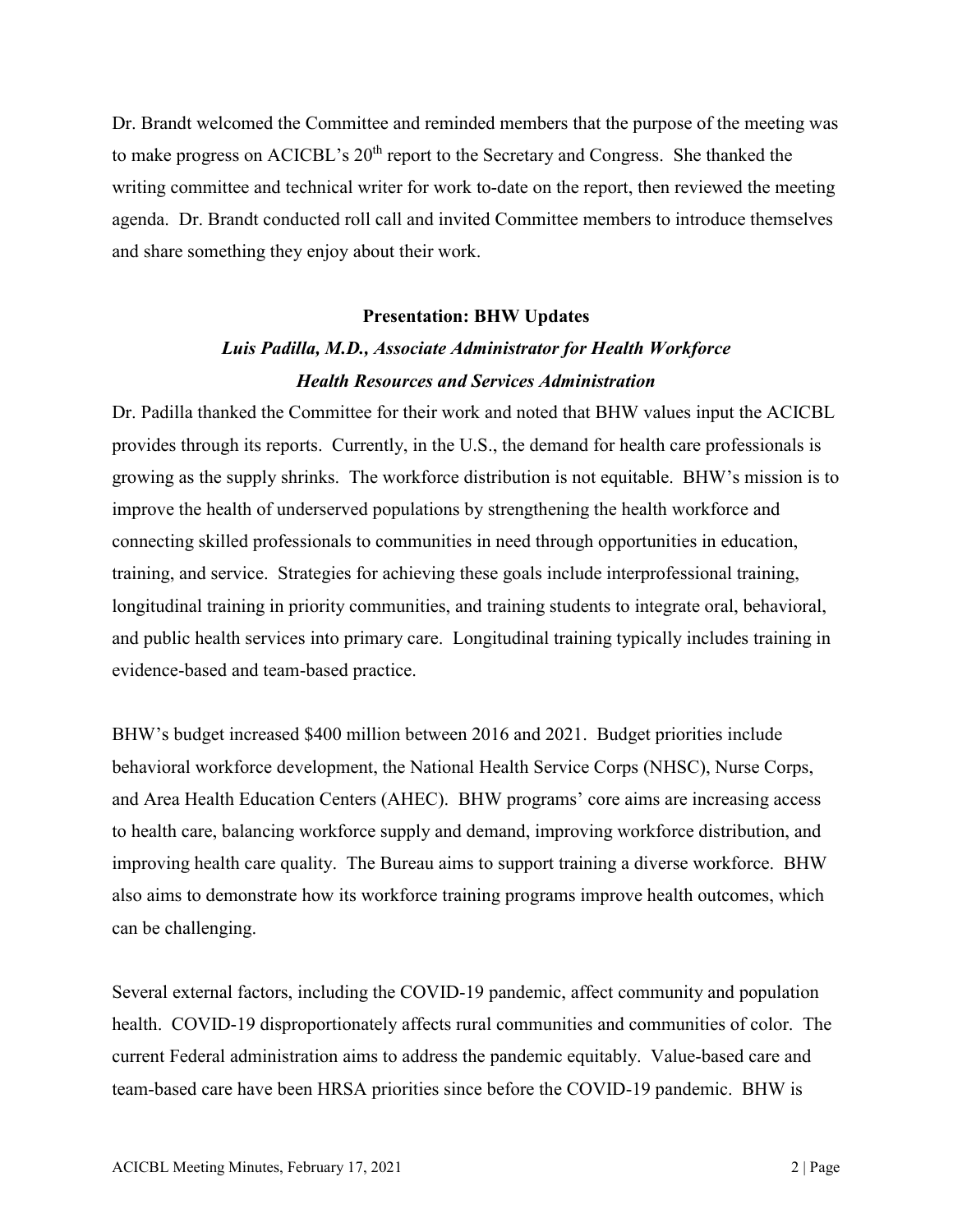Dr. Brandt welcomed the Committee and reminded members that the purpose of the meeting was to make progress on ACICBL's 20th report to the Secretary and Congress. She thanked the writing committee and technical writer for work to-date on the report, then reviewed the meeting agenda. Dr. Brandt conducted roll call and invited Committee members to introduce themselves and share something they enjoy about their work.

**Presentation: BHW Updates**

***Luis Padilla, M.D., Associate Administrator for Health Workforce***

***Health Resources and Services Administration***

Dr. Padilla thanked the Committee for their work and noted that BHW values input the ACICBL provides through its reports. Currently, in the U.S., the demand for health care professionals is growing as the supply shrinks. The workforce distribution is not equitable. BHW's mission is to improve the health of underserved populations by strengthening the health workforce and connecting skilled professionals to communities in need through opportunities in education, training, and service. Strategies for achieving these goals include interprofessional training, longitudinal training in priority communities, and training students to integrate oral, behavioral, and public health services into primary care. Longitudinal training typically includes training in evidence-based and team-based practice.

BHW's budget increased $400 million between 2016 and 2021. Budget priorities include behavioral workforce development, the National Health Service Corps (NHSC), Nurse Corps, and Area Health Education Centers (AHEC). BHW programs' core aims are increasing access to health care, balancing workforce supply and demand, improving workforce distribution, and improving health care quality. The Bureau aims to support training a diverse workforce. BHW also aims to demonstrate how its workforce training programs improve health outcomes, which can be challenging.

Several external factors, including the COVID-19 pandemic, affect community and population health. COVID-19 disproportionately affects rural communities and communities of color. The current Federal administration aims to address the pandemic equitably. Value-based care and team-based care have been HRSA priorities since before the COVID-19 pandemic. BHW is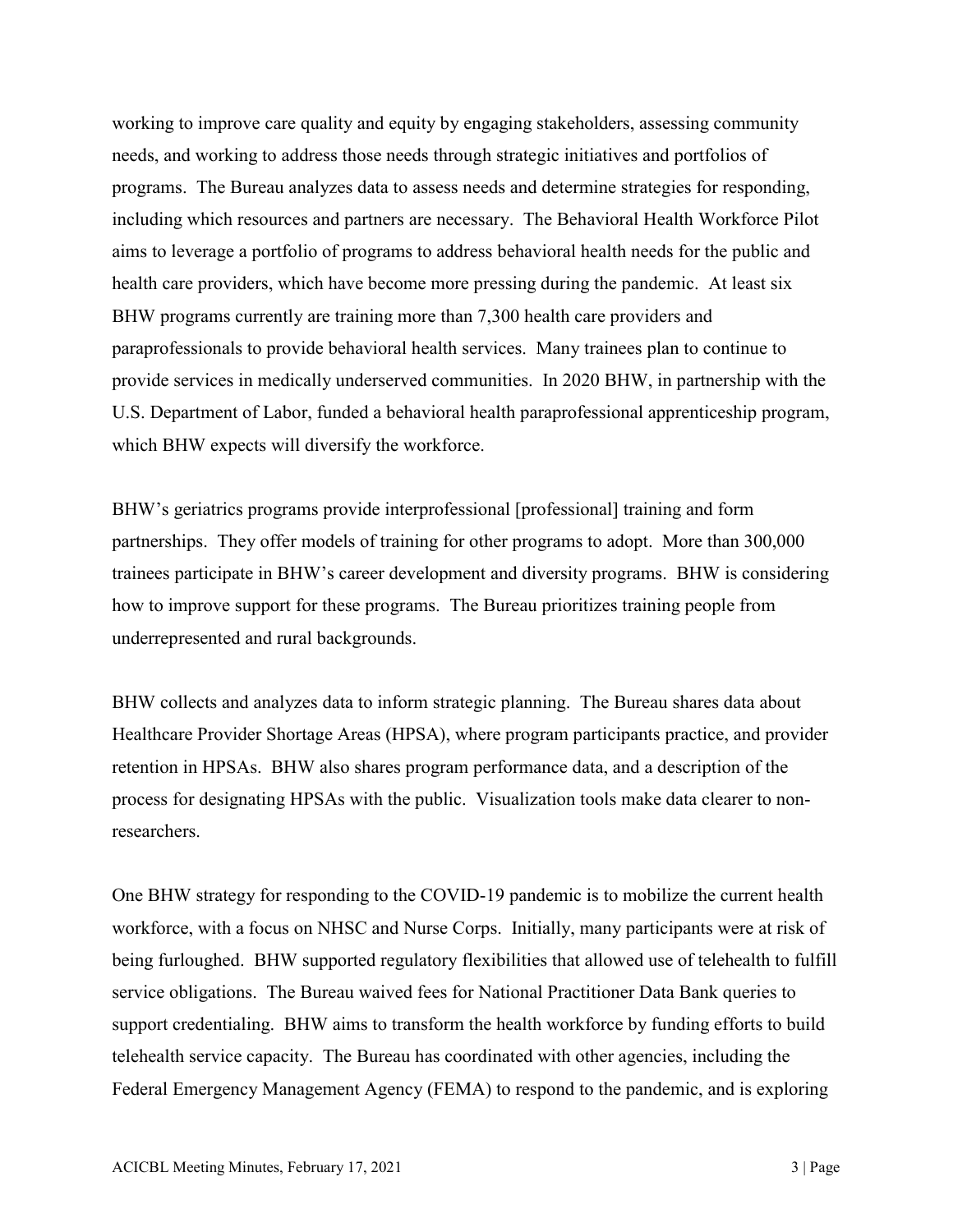working to improve care quality and equity by engaging stakeholders, assessing community needs, and working to address those needs through strategic initiatives and portfolios of programs. The Bureau analyzes data to assess needs and determine strategies for responding, including which resources and partners are necessary. The Behavioral Health Workforce Pilot aims to leverage a portfolio of programs to address behavioral health needs for the public and health care providers, which have become more pressing during the pandemic. At least six BHW programs currently are training more than 7,300 health care providers and paraprofessionals to provide behavioral health services. Many trainees plan to continue to provide services in medically underserved communities. In 2020 BHW, in partnership with the U.S. Department of Labor, funded a behavioral health paraprofessional apprenticeship program, which BHW expects will diversify the workforce.

BHW's geriatrics programs provide interprofessional [professional] training and form partnerships. They offer models of training for other programs to adopt. More than 300,000 trainees participate in BHW's career development and diversity programs. BHW is considering how to improve support for these programs. The Bureau prioritizes training people from underrepresented and rural backgrounds.

BHW collects and analyzes data to inform strategic planning. The Bureau shares data about Healthcare Provider Shortage Areas (HPSA), where program participants practice, and provider retention in HPSAs. BHW also shares program performance data, and a description of the process for designating HPSAs with the public. Visualization tools make data clearer to non-researchers.

One BHW strategy for responding to the COVID-19 pandemic is to mobilize the current health workforce, with a focus on NHSC and Nurse Corps. Initially, many participants were at risk of being furloughed. BHW supported regulatory flexibilities that allowed use of telehealth to fulfill service obligations. The Bureau waived fees for National Practitioner Data Bank queries to support credentialing. BHW aims to transform the health workforce by funding efforts to build telehealth service capacity. The Bureau has coordinated with other agencies, including the Federal Emergency Management Agency (FEMA) to respond to the pandemic, and is exploring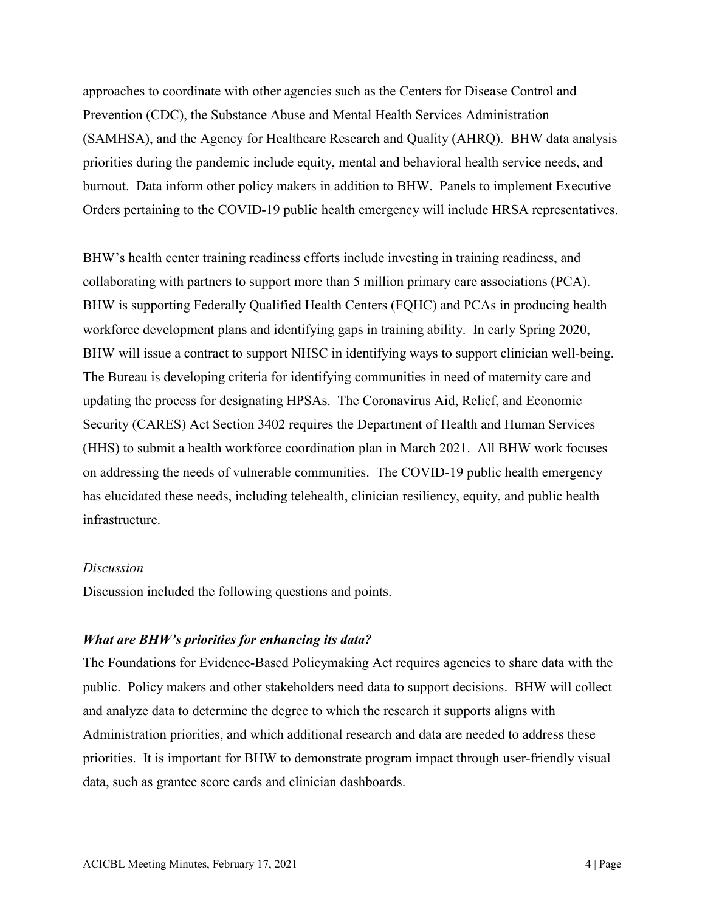approaches to coordinate with other agencies such as the Centers for Disease Control and Prevention (CDC), the Substance Abuse and Mental Health Services Administration (SAMHSA), and the Agency for Healthcare Research and Quality (AHRQ). BHW data analysis priorities during the pandemic include equity, mental and behavioral health service needs, and burnout. Data inform other policy makers in addition to BHW. Panels to implement Executive Orders pertaining to the COVID-19 public health emergency will include HRSA representatives.

BHW's health center training readiness efforts include investing in training readiness, and collaborating with partners to support more than 5 million primary care associations (PCA). BHW is supporting Federally Qualified Health Centers (FQHC) and PCAs in producing health workforce development plans and identifying gaps in training ability. In early Spring 2020, BHW will issue a contract to support NHSC in identifying ways to support clinician well-being. The Bureau is developing criteria for identifying communities in need of maternity care and updating the process for designating HPSAs. The Coronavirus Aid, Relief, and Economic Security (CARES) Act Section 3402 requires the Department of Health and Human Services (HHS) to submit a health workforce coordination plan in March 2021. All BHW work focuses on addressing the needs of vulnerable communities. The COVID-19 public health emergency has elucidated these needs, including telehealth, clinician resiliency, equity, and public health infrastructure.

*Discussion*

Discussion included the following questions and points.

***What are BHW's priorities for enhancing its data?***

The Foundations for Evidence-Based Policymaking Act requires agencies to share data with the public. Policy makers and other stakeholders need data to support decisions. BHW will collect and analyze data to determine the degree to which the research it supports aligns with Administration priorities, and which additional research and data are needed to address these priorities. It is important for BHW to demonstrate program impact through user-friendly visual data, such as grantee score cards and clinician dashboards.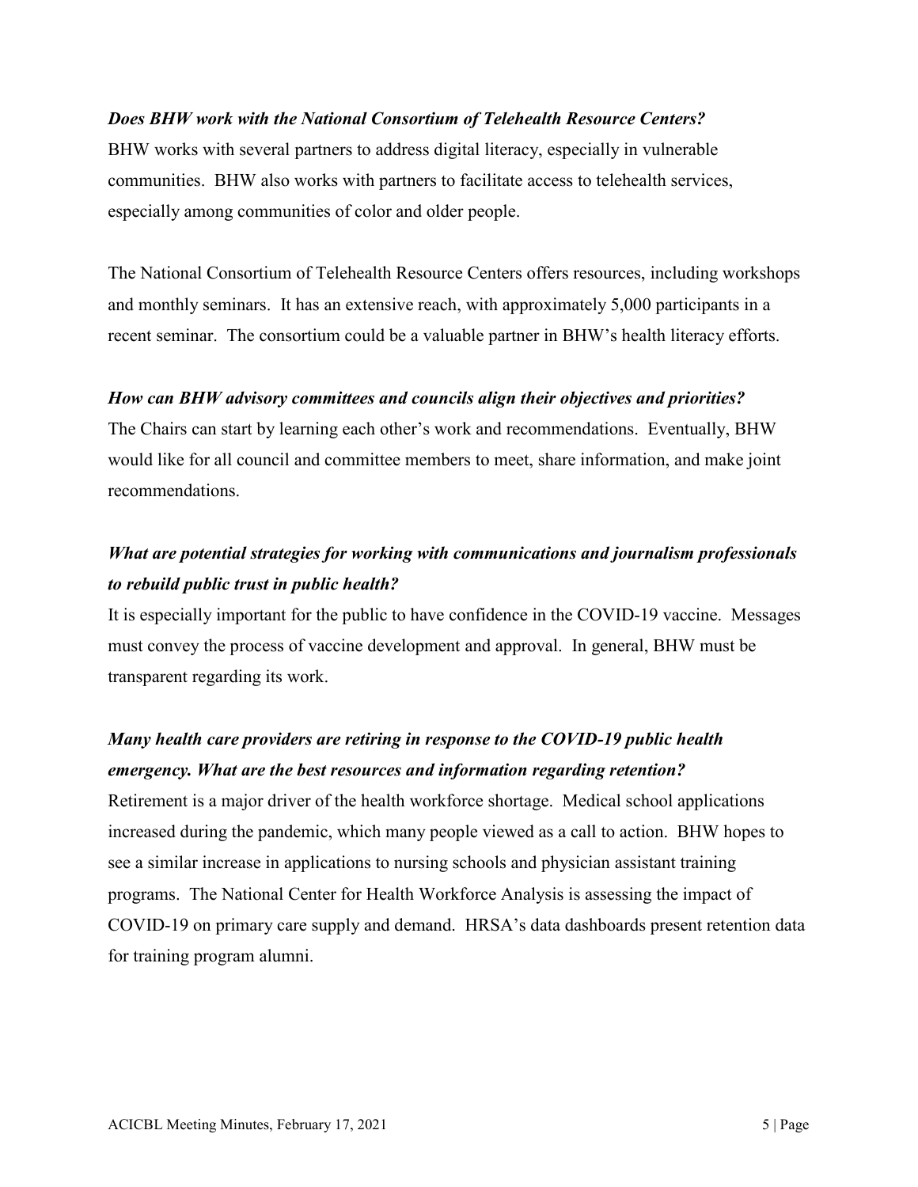***Does BHW work with the National Consortium of Telehealth Resource Centers?***

BHW works with several partners to address digital literacy, especially in vulnerable communities. BHW also works with partners to facilitate access to telehealth services, especially among communities of color and older people.

The National Consortium of Telehealth Resource Centers offers resources, including workshops and monthly seminars. It has an extensive reach, with approximately 5,000 participants in a recent seminar. The consortium could be a valuable partner in BHW's health literacy efforts.

***How can BHW advisory committees and councils align their objectives and priorities?***

The Chairs can start by learning each other's work and recommendations. Eventually, BHW would like for all council and committee members to meet, share information, and make joint recommendations.

***What are potential strategies for working with communications and journalism professionals to rebuild public trust in public health?***

It is especially important for the public to have confidence in the COVID-19 vaccine. Messages must convey the process of vaccine development and approval. In general, BHW must be transparent regarding its work.

***Many health care providers are retiring in response to the COVID-19 public health emergency. What are the best resources and information regarding retention?***

Retirement is a major driver of the health workforce shortage. Medical school applications increased during the pandemic, which many people viewed as a call to action. BHW hopes to see a similar increase in applications to nursing schools and physician assistant training programs. The National Center for Health Workforce Analysis is assessing the impact of COVID-19 on primary care supply and demand. HRSA's data dashboards present retention data for training program alumni.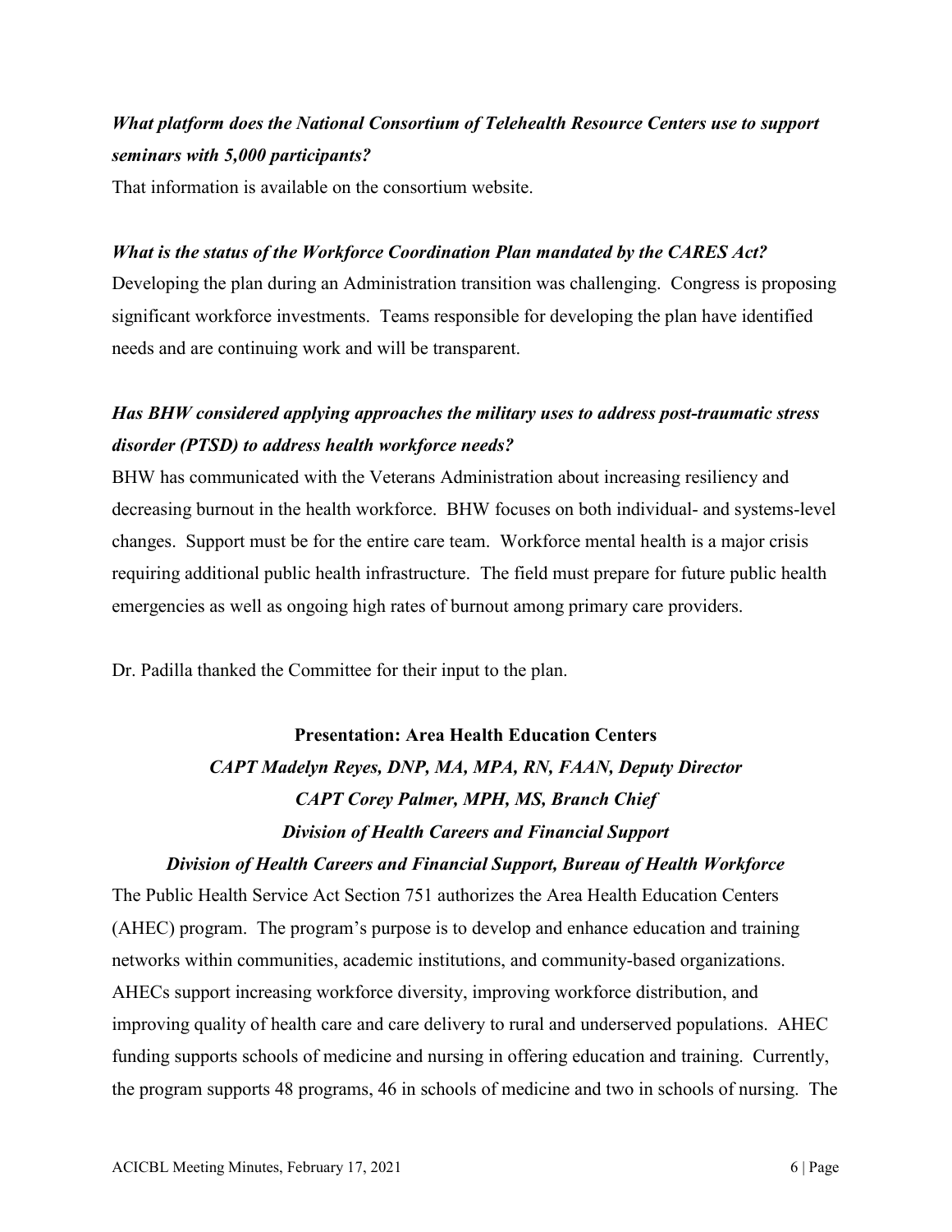***What platform does the National Consortium of Telehealth Resource Centers use to support seminars with 5,000 participants?***

That information is available on the consortium website.

***What is the status of the Workforce Coordination Plan mandated by the CARES Act?***

Developing the plan during an Administration transition was challenging. Congress is proposing significant workforce investments. Teams responsible for developing the plan have identified needs and are continuing work and will be transparent.

***Has BHW considered applying approaches the military uses to address post-traumatic stress disorder (PTSD) to address health workforce needs?***

BHW has communicated with the Veterans Administration about increasing resiliency and decreasing burnout in the health workforce. BHW focuses on both individual- and systems-level changes. Support must be for the entire care team. Workforce mental health is a major crisis requiring additional public health infrastructure. The field must prepare for future public health emergencies as well as ongoing high rates of burnout among primary care providers.

Dr. Padilla thanked the Committee for their input to the plan.

## Presentation: Area Health Education Centers

***CAPT Madelyn Reyes, DNP, MA, MPA, RN, FAAN, Deputy Director***
***CAPT Corey Palmer, MPH, MS, Branch Chief***
***Division of Health Careers and Financial Support***
***Division of Health Careers and Financial Support, Bureau of Health Workforce***

The Public Health Service Act Section 751 authorizes the Area Health Education Centers (AHEC) program. The program's purpose is to develop and enhance education and training networks within communities, academic institutions, and community-based organizations. AHECs support increasing workforce diversity, improving workforce distribution, and improving quality of health care and care delivery to rural and underserved populations. AHEC funding supports schools of medicine and nursing in offering education and training. Currently, the program supports 48 programs, 46 in schools of medicine and two in schools of nursing. The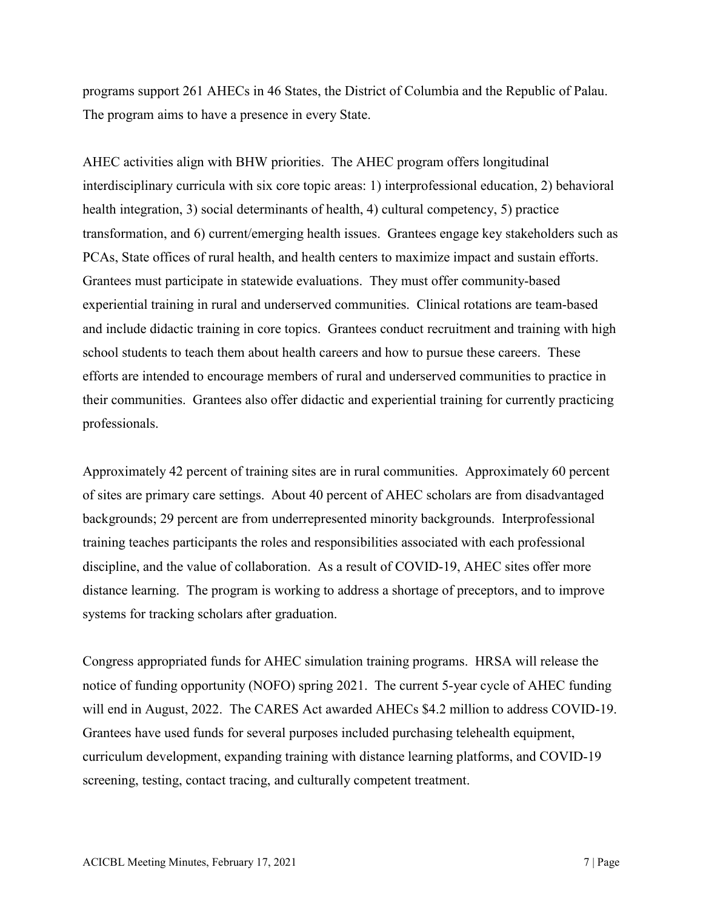programs support 261 AHECs in 46 States, the District of Columbia and the Republic of Palau. The program aims to have a presence in every State.

AHEC activities align with BHW priorities. The AHEC program offers longitudinal interdisciplinary curricula with six core topic areas: 1) interprofessional education, 2) behavioral health integration, 3) social determinants of health, 4) cultural competency, 5) practice transformation, and 6) current/emerging health issues. Grantees engage key stakeholders such as PCAs, State offices of rural health, and health centers to maximize impact and sustain efforts. Grantees must participate in statewide evaluations. They must offer community-based experiential training in rural and underserved communities. Clinical rotations are team-based and include didactic training in core topics. Grantees conduct recruitment and training with high school students to teach them about health careers and how to pursue these careers. These efforts are intended to encourage members of rural and underserved communities to practice in their communities. Grantees also offer didactic and experiential training for currently practicing professionals.

Approximately 42 percent of training sites are in rural communities. Approximately 60 percent of sites are primary care settings. About 40 percent of AHEC scholars are from disadvantaged backgrounds; 29 percent are from underrepresented minority backgrounds. Interprofessional training teaches participants the roles and responsibilities associated with each professional discipline, and the value of collaboration. As a result of COVID-19, AHEC sites offer more distance learning. The program is working to address a shortage of preceptors, and to improve systems for tracking scholars after graduation.

Congress appropriated funds for AHEC simulation training programs. HRSA will release the notice of funding opportunity (NOFO) spring 2021. The current 5-year cycle of AHEC funding will end in August, 2022. The CARES Act awarded AHECs $4.2 million to address COVID-19. Grantees have used funds for several purposes included purchasing telehealth equipment, curriculum development, expanding training with distance learning platforms, and COVID-19 screening, testing, contact tracing, and culturally competent treatment.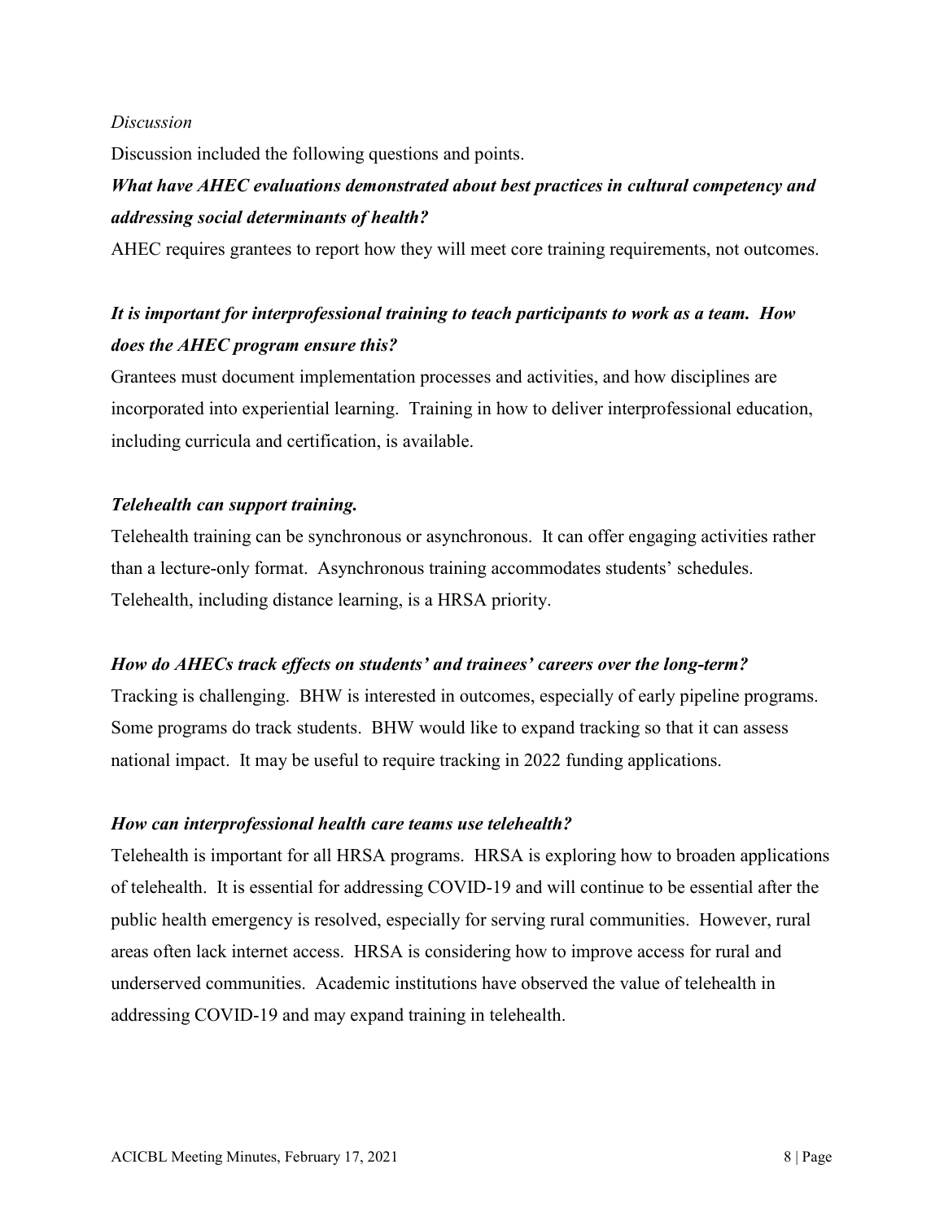*Discussion*

Discussion included the following questions and points.

***What have AHEC evaluations demonstrated about best practices in cultural competency and addressing social determinants of health?***

AHEC requires grantees to report how they will meet core training requirements, not outcomes.

***It is important for interprofessional training to teach participants to work as a team. How does the AHEC program ensure this?***

Grantees must document implementation processes and activities, and how disciplines are incorporated into experiential learning. Training in how to deliver interprofessional education, including curricula and certification, is available.

***Telehealth can support training.***

Telehealth training can be synchronous or asynchronous. It can offer engaging activities rather than a lecture-only format. Asynchronous training accommodates students' schedules. Telehealth, including distance learning, is a HRSA priority.

***How do AHECs track effects on students' and trainees' careers over the long-term?***

Tracking is challenging. BHW is interested in outcomes, especially of early pipeline programs. Some programs do track students. BHW would like to expand tracking so that it can assess national impact. It may be useful to require tracking in 2022 funding applications.

***How can interprofessional health care teams use telehealth?***

Telehealth is important for all HRSA programs. HRSA is exploring how to broaden applications of telehealth. It is essential for addressing COVID-19 and will continue to be essential after the public health emergency is resolved, especially for serving rural communities. However, rural areas often lack internet access. HRSA is considering how to improve access for rural and underserved communities. Academic institutions have observed the value of telehealth in addressing COVID-19 and may expand training in telehealth.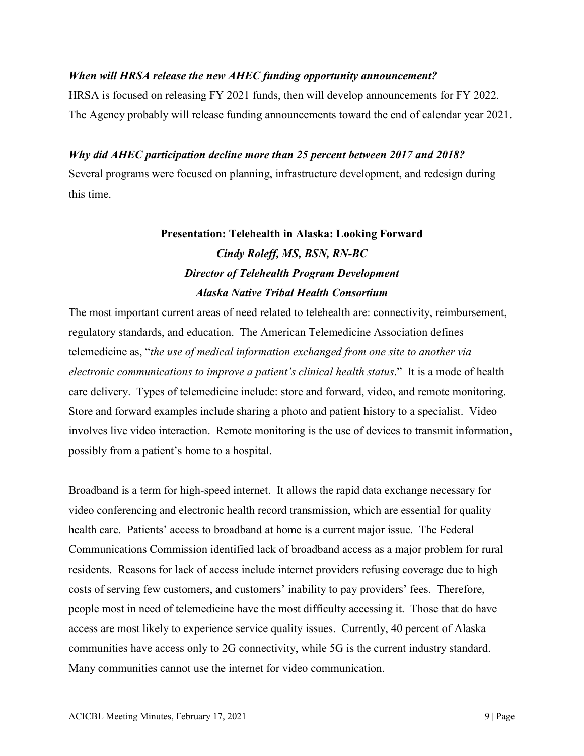***When will HRSA release the new AHEC funding opportunity announcement?***

HRSA is focused on releasing FY 2021 funds, then will develop announcements for FY 2022. The Agency probably will release funding announcements toward the end of calendar year 2021.

***Why did AHEC participation decline more than 25 percent between 2017 and 2018?***

Several programs were focused on planning, infrastructure development, and redesign during this time.

## Presentation: Telehealth in Alaska: Looking Forward

***Cindy Roleff, MS, BSN, RN-BC***
***Director of Telehealth Program Development***
***Alaska Native Tribal Health Consortium***

The most important current areas of need related to telehealth are: connectivity, reimbursement, regulatory standards, and education. The American Telemedicine Association defines telemedicine as, "*the use of medical information exchanged from one site to another via electronic communications to improve a patient's clinical health status*." It is a mode of health care delivery. Types of telemedicine include: store and forward, video, and remote monitoring. Store and forward examples include sharing a photo and patient history to a specialist. Video involves live video interaction. Remote monitoring is the use of devices to transmit information, possibly from a patient's home to a hospital.

Broadband is a term for high-speed internet. It allows the rapid data exchange necessary for video conferencing and electronic health record transmission, which are essential for quality health care. Patients' access to broadband at home is a current major issue. The Federal Communications Commission identified lack of broadband access as a major problem for rural residents. Reasons for lack of access include internet providers refusing coverage due to high costs of serving few customers, and customers' inability to pay providers' fees. Therefore, people most in need of telemedicine have the most difficulty accessing it. Those that do have access are most likely to experience service quality issues. Currently, 40 percent of Alaska communities have access only to 2G connectivity, while 5G is the current industry standard. Many communities cannot use the internet for video communication.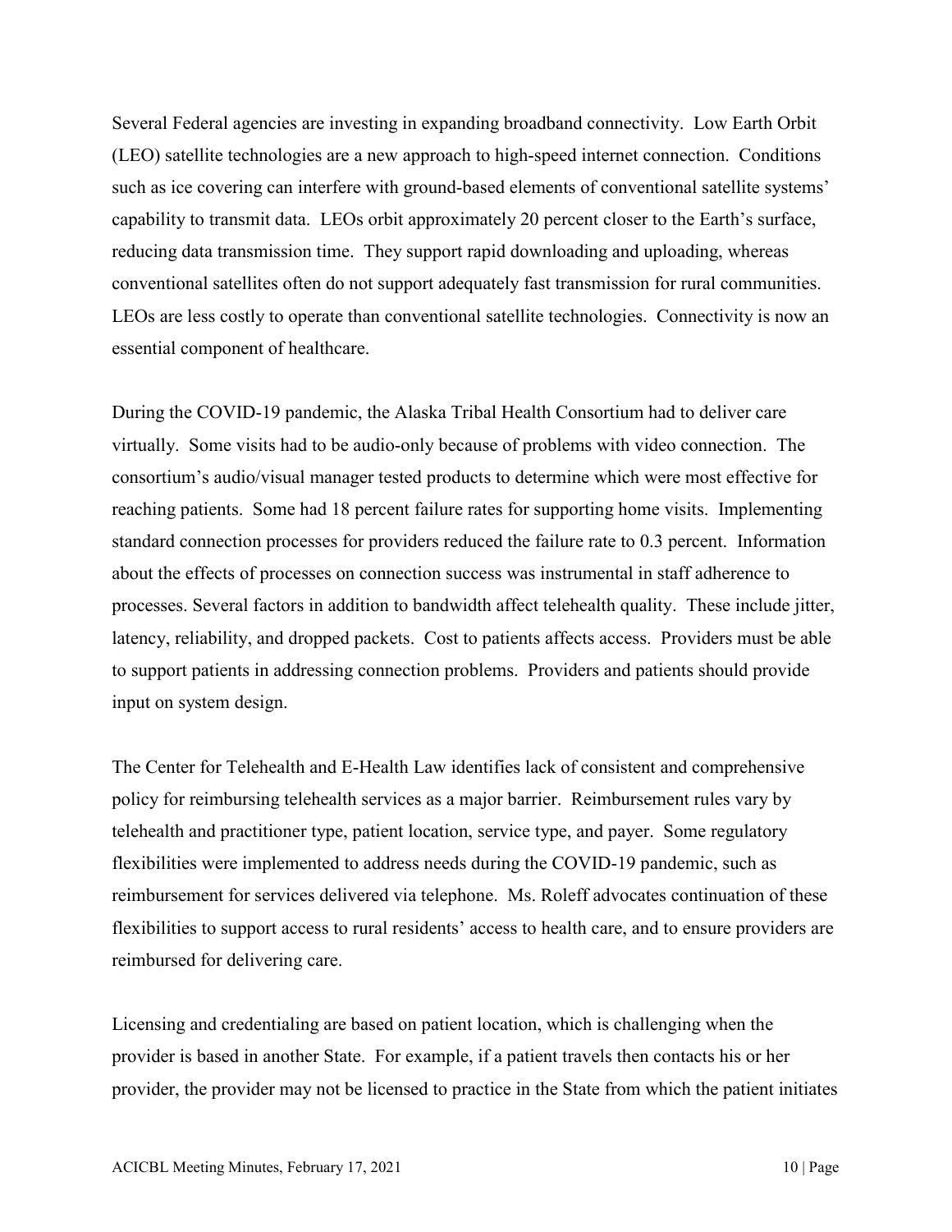Several Federal agencies are investing in expanding broadband connectivity. Low Earth Orbit (LEO) satellite technologies are a new approach to high-speed internet connection. Conditions such as ice covering can interfere with ground-based elements of conventional satellite systems' capability to transmit data. LEOs orbit approximately 20 percent closer to the Earth's surface, reducing data transmission time. They support rapid downloading and uploading, whereas conventional satellites often do not support adequately fast transmission for rural communities. LEOs are less costly to operate than conventional satellite technologies. Connectivity is now an essential component of healthcare.

During the COVID-19 pandemic, the Alaska Tribal Health Consortium had to deliver care virtually. Some visits had to be audio-only because of problems with video connection. The consortium's audio/visual manager tested products to determine which were most effective for reaching patients. Some had 18 percent failure rates for supporting home visits. Implementing standard connection processes for providers reduced the failure rate to 0.3 percent. Information about the effects of processes on connection success was instrumental in staff adherence to processes. Several factors in addition to bandwidth affect telehealth quality. These include jitter, latency, reliability, and dropped packets. Cost to patients affects access. Providers must be able to support patients in addressing connection problems. Providers and patients should provide input on system design.

The Center for Telehealth and E-Health Law identifies lack of consistent and comprehensive policy for reimbursing telehealth services as a major barrier. Reimbursement rules vary by telehealth and practitioner type, patient location, service type, and payer. Some regulatory flexibilities were implemented to address needs during the COVID-19 pandemic, such as reimbursement for services delivered via telephone. Ms. Roleff advocates continuation of these flexibilities to support access to rural residents' access to health care, and to ensure providers are reimbursed for delivering care.

Licensing and credentialing are based on patient location, which is challenging when the provider is based in another State. For example, if a patient travels then contacts his or her provider, the provider may not be licensed to practice in the State from which the patient initiates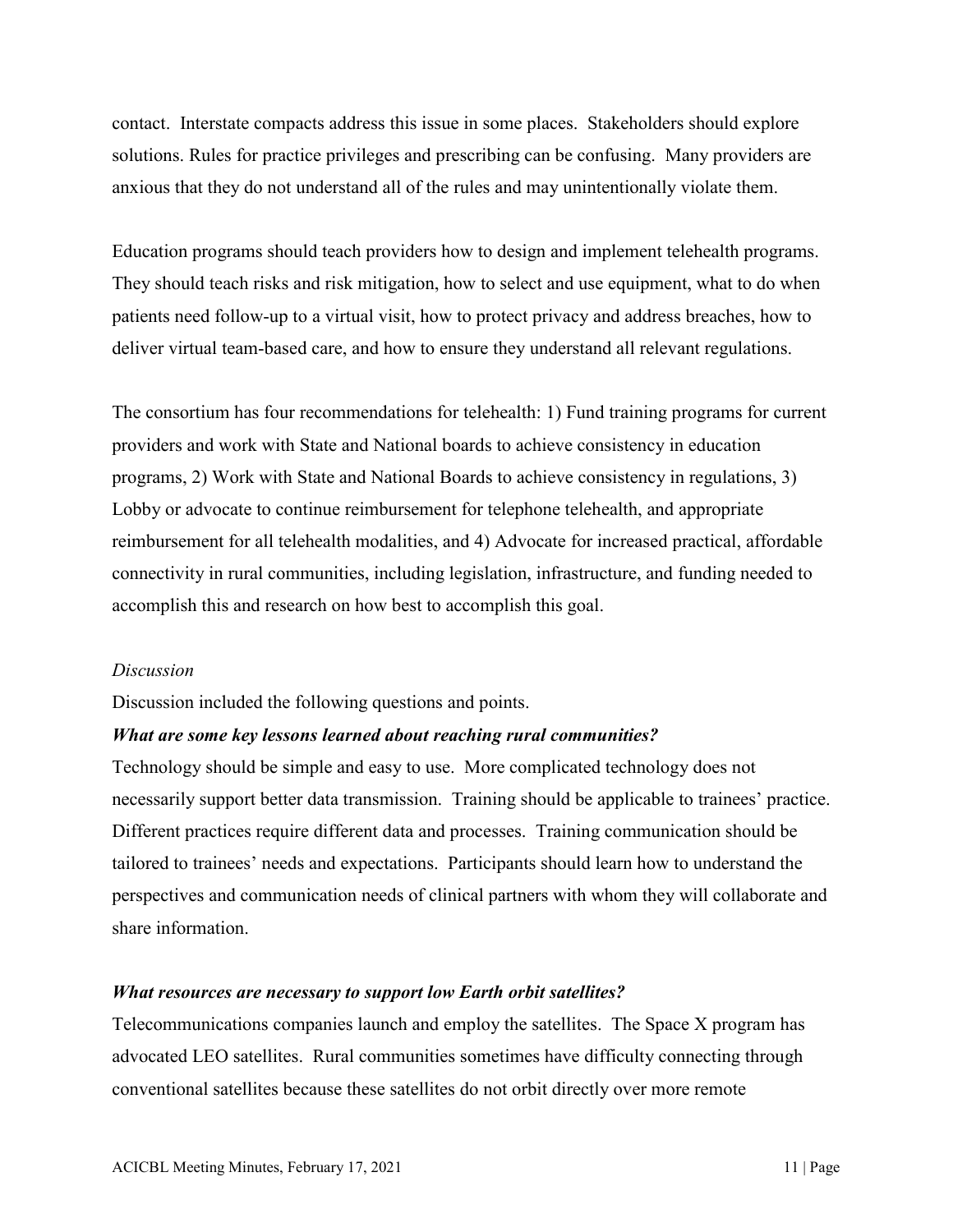contact. Interstate compacts address this issue in some places. Stakeholders should explore solutions. Rules for practice privileges and prescribing can be confusing. Many providers are anxious that they do not understand all of the rules and may unintentionally violate them.

Education programs should teach providers how to design and implement telehealth programs. They should teach risks and risk mitigation, how to select and use equipment, what to do when patients need follow-up to a virtual visit, how to protect privacy and address breaches, how to deliver virtual team-based care, and how to ensure they understand all relevant regulations.

The consortium has four recommendations for telehealth: 1) Fund training programs for current providers and work with State and National boards to achieve consistency in education programs, 2) Work with State and National Boards to achieve consistency in regulations, 3) Lobby or advocate to continue reimbursement for telephone telehealth, and appropriate reimbursement for all telehealth modalities, and 4) Advocate for increased practical, affordable connectivity in rural communities, including legislation, infrastructure, and funding needed to accomplish this and research on how best to accomplish this goal.

*Discussion*

Discussion included the following questions and points.

***What are some key lessons learned about reaching rural communities?***

Technology should be simple and easy to use. More complicated technology does not necessarily support better data transmission. Training should be applicable to trainees' practice. Different practices require different data and processes. Training communication should be tailored to trainees' needs and expectations. Participants should learn how to understand the perspectives and communication needs of clinical partners with whom they will collaborate and share information.

***What resources are necessary to support low Earth orbit satellites?***

Telecommunications companies launch and employ the satellites. The Space X program has advocated LEO satellites. Rural communities sometimes have difficulty connecting through conventional satellites because these satellites do not orbit directly over more remote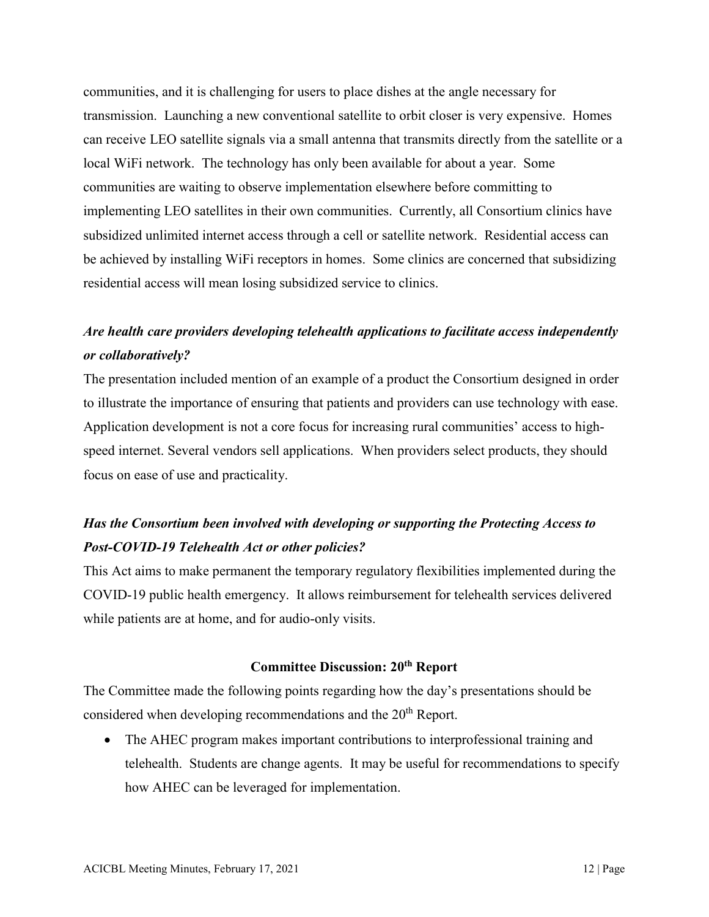communities, and it is challenging for users to place dishes at the angle necessary for transmission. Launching a new conventional satellite to orbit closer is very expensive. Homes can receive LEO satellite signals via a small antenna that transmits directly from the satellite or a local WiFi network. The technology has only been available for about a year. Some communities are waiting to observe implementation elsewhere before committing to implementing LEO satellites in their own communities. Currently, all Consortium clinics have subsidized unlimited internet access through a cell or satellite network. Residential access can be achieved by installing WiFi receptors in homes. Some clinics are concerned that subsidizing residential access will mean losing subsidized service to clinics.

***Are health care providers developing telehealth applications to facilitate access independently or collaboratively?***

The presentation included mention of an example of a product the Consortium designed in order to illustrate the importance of ensuring that patients and providers can use technology with ease. Application development is not a core focus for increasing rural communities' access to high-speed internet. Several vendors sell applications. When providers select products, they should focus on ease of use and practicality.

***Has the Consortium been involved with developing or supporting the Protecting Access to Post-COVID-19 Telehealth Act or other policies?***

This Act aims to make permanent the temporary regulatory flexibilities implemented during the COVID-19 public health emergency. It allows reimbursement for telehealth services delivered while patients are at home, and for audio-only visits.

## Committee Discussion: 20th Report

The Committee made the following points regarding how the day's presentations should be considered when developing recommendations and the 20th Report.

- The AHEC program makes important contributions to interprofessional training and telehealth. Students are change agents. It may be useful for recommendations to specify how AHEC can be leveraged for implementation.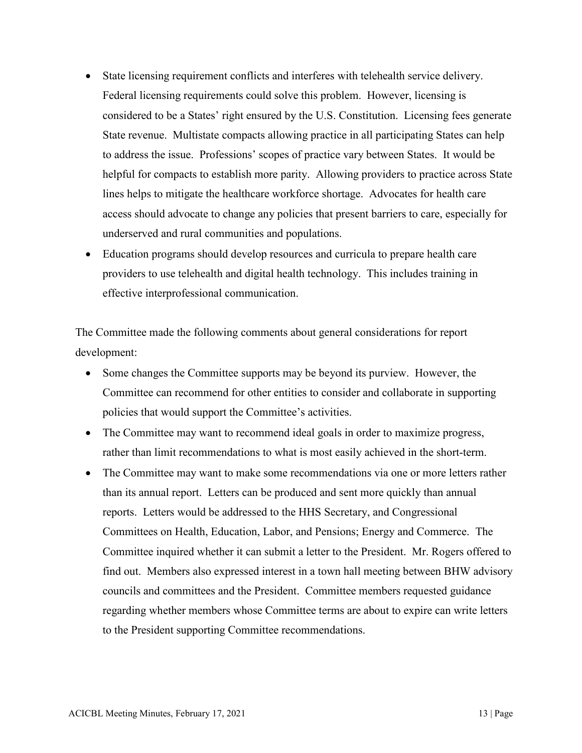- State licensing requirement conflicts and interferes with telehealth service delivery. Federal licensing requirements could solve this problem. However, licensing is considered to be a States' right ensured by the U.S. Constitution. Licensing fees generate State revenue. Multistate compacts allowing practice in all participating States can help to address the issue. Professions' scopes of practice vary between States. It would be helpful for compacts to establish more parity. Allowing providers to practice across State lines helps to mitigate the healthcare workforce shortage. Advocates for health care access should advocate to change any policies that present barriers to care, especially for underserved and rural communities and populations.
- Education programs should develop resources and curricula to prepare health care providers to use telehealth and digital health technology. This includes training in effective interprofessional communication.

The Committee made the following comments about general considerations for report development:

- Some changes the Committee supports may be beyond its purview. However, the Committee can recommend for other entities to consider and collaborate in supporting policies that would support the Committee's activities.
- The Committee may want to recommend ideal goals in order to maximize progress, rather than limit recommendations to what is most easily achieved in the short-term.
- The Committee may want to make some recommendations via one or more letters rather than its annual report. Letters can be produced and sent more quickly than annual reports. Letters would be addressed to the HHS Secretary, and Congressional Committees on Health, Education, Labor, and Pensions; Energy and Commerce. The Committee inquired whether it can submit a letter to the President. Mr. Rogers offered to find out. Members also expressed interest in a town hall meeting between BHW advisory councils and committees and the President. Committee members requested guidance regarding whether members whose Committee terms are about to expire can write letters to the President supporting Committee recommendations.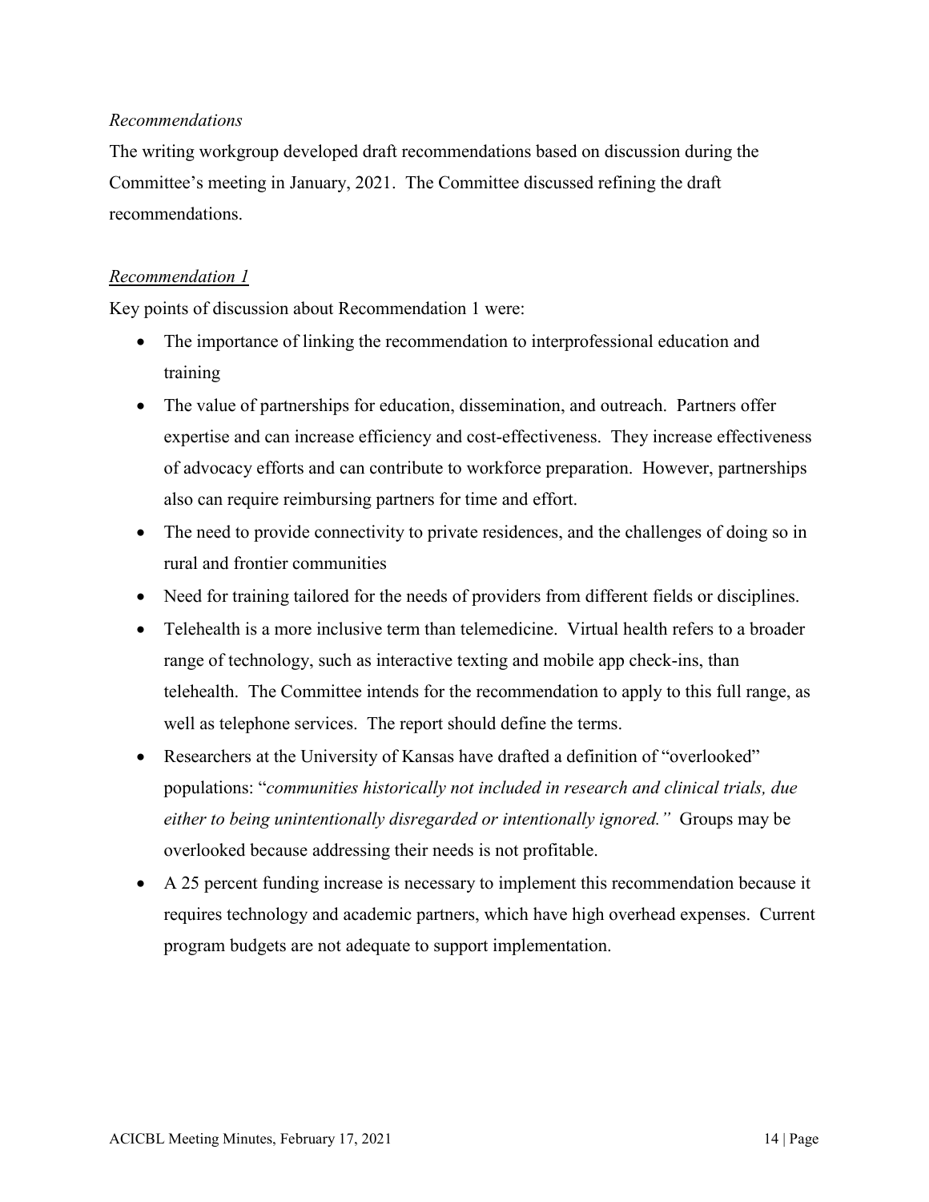*Recommendations*

The writing workgroup developed draft recommendations based on discussion during the Committee's meeting in January, 2021. The Committee discussed refining the draft recommendations.

*Recommendation 1*

Key points of discussion about Recommendation 1 were:

- The importance of linking the recommendation to interprofessional education and training
- The value of partnerships for education, dissemination, and outreach. Partners offer expertise and can increase efficiency and cost-effectiveness. They increase effectiveness of advocacy efforts and can contribute to workforce preparation. However, partnerships also can require reimbursing partners for time and effort.
- The need to provide connectivity to private residences, and the challenges of doing so in rural and frontier communities
- Need for training tailored for the needs of providers from different fields or disciplines.
- Telehealth is a more inclusive term than telemedicine. Virtual health refers to a broader range of technology, such as interactive texting and mobile app check-ins, than telehealth. The Committee intends for the recommendation to apply to this full range, as well as telephone services. The report should define the terms.
- Researchers at the University of Kansas have drafted a definition of "overlooked" populations: "*communities historically not included in research and clinical trials, due either to being unintentionally disregarded or intentionally ignored."* Groups may be overlooked because addressing their needs is not profitable.
- A 25 percent funding increase is necessary to implement this recommendation because it requires technology and academic partners, which have high overhead expenses. Current program budgets are not adequate to support implementation.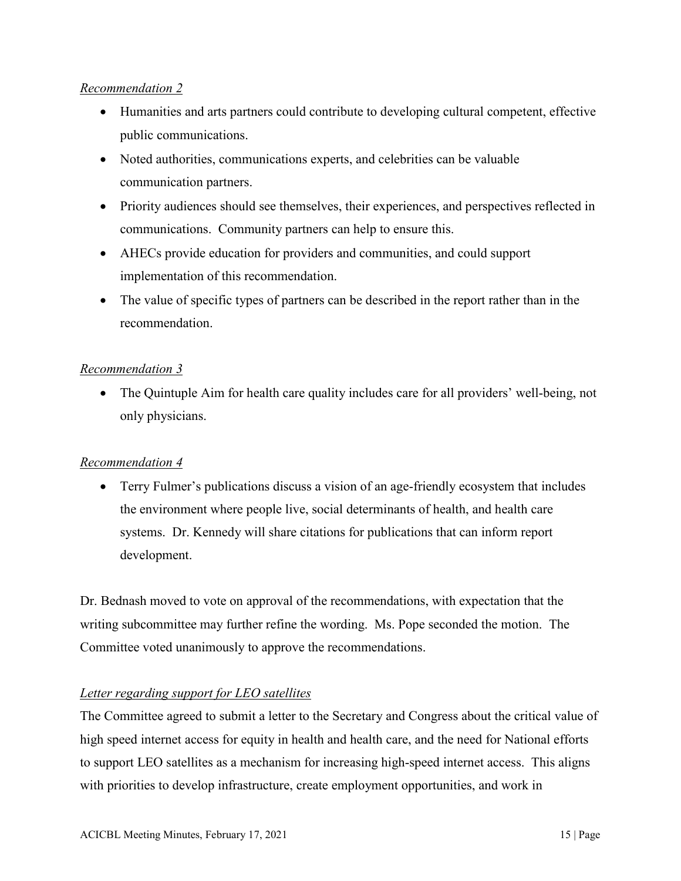*Recommendation 2*

- Humanities and arts partners could contribute to developing cultural competent, effective public communications.
- Noted authorities, communications experts, and celebrities can be valuable communication partners.
- Priority audiences should see themselves, their experiences, and perspectives reflected in communications. Community partners can help to ensure this.
- AHECs provide education for providers and communities, and could support implementation of this recommendation.
- The value of specific types of partners can be described in the report rather than in the recommendation.

*Recommendation 3*

- The Quintuple Aim for health care quality includes care for all providers' well-being, not only physicians.

*Recommendation 4*

- Terry Fulmer's publications discuss a vision of an age-friendly ecosystem that includes the environment where people live, social determinants of health, and health care systems. Dr. Kennedy will share citations for publications that can inform report development.

Dr. Bednash moved to vote on approval of the recommendations, with expectation that the writing subcommittee may further refine the wording. Ms. Pope seconded the motion. The Committee voted unanimously to approve the recommendations.

*Letter regarding support for LEO satellites*

The Committee agreed to submit a letter to the Secretary and Congress about the critical value of high speed internet access for equity in health and health care, and the need for National efforts to support LEO satellites as a mechanism for increasing high-speed internet access. This aligns with priorities to develop infrastructure, create employment opportunities, and work in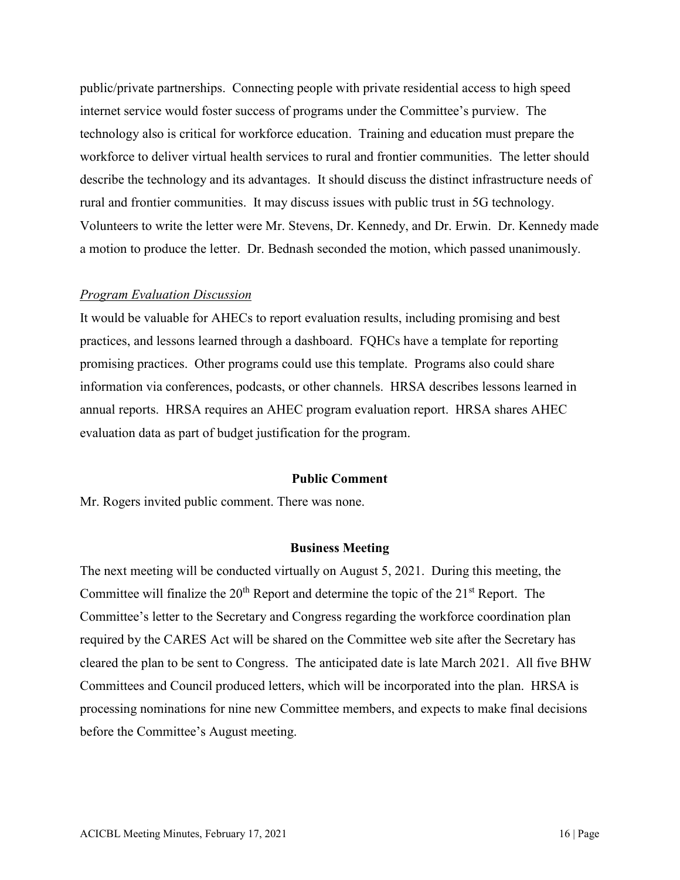public/private partnerships. Connecting people with private residential access to high speed internet service would foster success of programs under the Committee's purview. The technology also is critical for workforce education. Training and education must prepare the workforce to deliver virtual health services to rural and frontier communities. The letter should describe the technology and its advantages. It should discuss the distinct infrastructure needs of rural and frontier communities. It may discuss issues with public trust in 5G technology. Volunteers to write the letter were Mr. Stevens, Dr. Kennedy, and Dr. Erwin. Dr. Kennedy made a motion to produce the letter. Dr. Bednash seconded the motion, which passed unanimously.

*Program Evaluation Discussion*

It would be valuable for AHECs to report evaluation results, including promising and best practices, and lessons learned through a dashboard. FQHCs have a template for reporting promising practices. Other programs could use this template. Programs also could share information via conferences, podcasts, or other channels. HRSA describes lessons learned in annual reports. HRSA requires an AHEC program evaluation report. HRSA shares AHEC evaluation data as part of budget justification for the program.

## Public Comment

Mr. Rogers invited public comment. There was none.

## Business Meeting

The next meeting will be conducted virtually on August 5, 2021. During this meeting, the Committee will finalize the 20th Report and determine the topic of the 21st Report. The Committee's letter to the Secretary and Congress regarding the workforce coordination plan required by the CARES Act will be shared on the Committee web site after the Secretary has cleared the plan to be sent to Congress. The anticipated date is late March 2021. All five BHW Committees and Council produced letters, which will be incorporated into the plan. HRSA is processing nominations for nine new Committee members, and expects to make final decisions before the Committee's August meeting.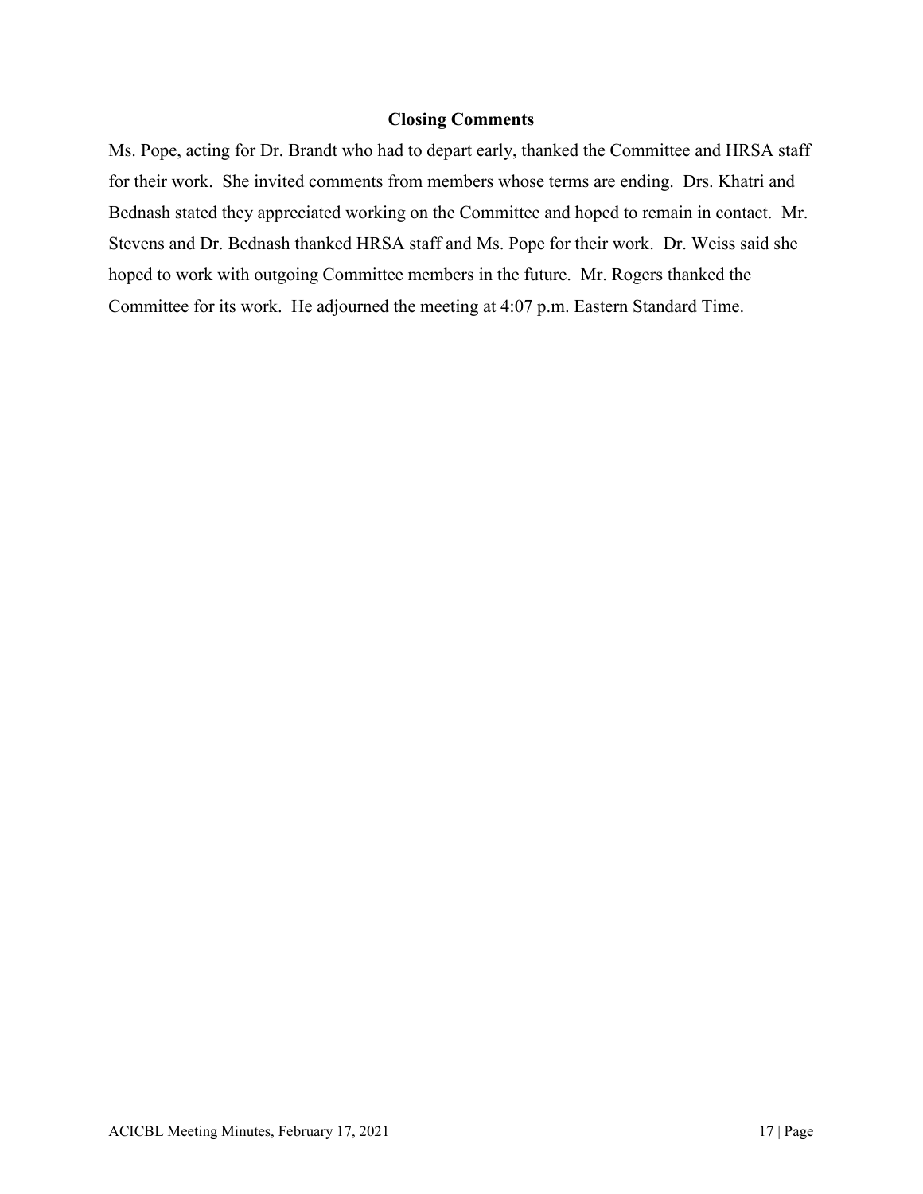## Closing Comments

Ms. Pope, acting for Dr. Brandt who had to depart early, thanked the Committee and HRSA staff for their work. She invited comments from members whose terms are ending. Drs. Khatri and Bednash stated they appreciated working on the Committee and hoped to remain in contact. Mr. Stevens and Dr. Bednash thanked HRSA staff and Ms. Pope for their work. Dr. Weiss said she hoped to work with outgoing Committee members in the future. Mr. Rogers thanked the Committee for its work. He adjourned the meeting at 4:07 p.m. Eastern Standard Time.